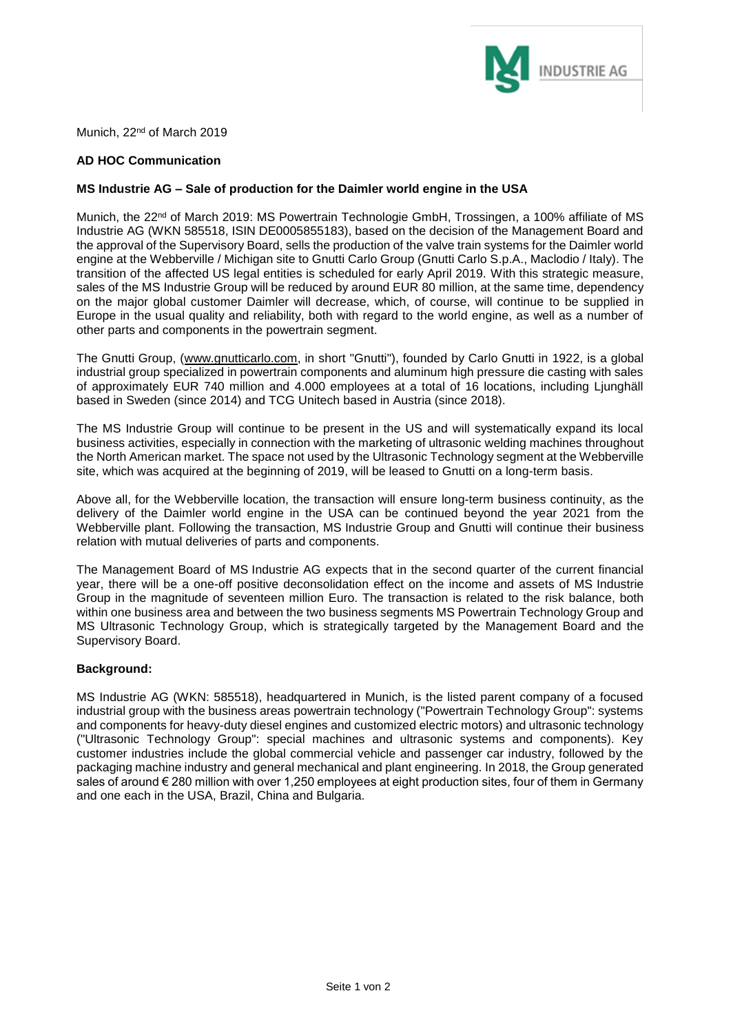Munich, 22nd of March 2019

**AD HOC Communication**

**MS Industrie AG – Sale of production for the Daimler world engine in the USA**

Munich, the 22nd of March 2019: MS Powertrain Technologie GmbH, Trossingen, a 100% affiliate of MS Industrie AG (WKN 585518, ISIN DE0005855183), based on the decision of the Management Board and the approval of the Supervisory Board, sells the production of the valve train systems for the Daimler world engine at the Webberville / Michigan site to Gnutti Carlo Group (Gnutti Carlo S.p.A., Maclodio / Italy). The transition of the affected US legal entities is scheduled for early April 2019. With this strategic measure, sales of the MS Industrie Group will be reduced by around EUR 80 million, at the same time, dependency on the major global customer Daimler will decrease, which, of course, will continue to be supplied in Europe in the usual quality and reliability, both with regard to the world engine, as well as a number of other parts and components in the powertrain segment.

The Gnutti Group, (www.gnutticarlo.com, in short "Gnutti"), founded by Carlo Gnutti in 1922, is a global industrial group specialized in powertrain components and aluminum high pressure die casting with sales of approximately EUR 740 million and 4.000 employees at a total of 16 locations, including Ljunghäll based in Sweden (since 2014) and TCG Unitech based in Austria (since 2018).

The MS Industrie Group will continue to be present in the US and will systematically expand its local business activities, especially in connection with the marketing of ultrasonic welding machines throughout the North American market. The space not used by the Ultrasonic Technology segment at the Webberville site, which was acquired at the beginning of 2019, will be leased to Gnutti on a long-term basis.

Above all, for the Webberville location, the transaction will ensure long-term business continuity, as the delivery of the Daimler world engine in the USA can be continued beyond the year 2021 from the Webberville plant. Following the transaction, MS Industrie Group and Gnutti will continue their business relation with mutual deliveries of parts and components.

The Management Board of MS Industrie AG expects that in the second quarter of the current financial year, there will be a one-off positive deconsolidation effect on the income and assets of MS Industrie Group in the magnitude of seventeen million Euro. The transaction is related to the risk balance, both within one business area and between the two business segments MS Powertrain Technology Group and MS Ultrasonic Technology Group, which is strategically targeted by the Management Board and the Supervisory Board.

**Background:**

MS Industrie AG (WKN: 585518), headquartered in Munich, is the listed parent company of a focused industrial group with the business areas powertrain technology ("Powertrain Technology Group": systems and components for heavy-duty diesel engines and customized electric motors) and ultrasonic technology ("Ultrasonic Technology Group": special machines and ultrasonic systems and components). Key customer industries include the global commercial vehicle and passenger car industry, followed by the packaging machine industry and general mechanical and plant engineering. In 2018, the Group generated sales of around € 280 million with over 1,250 employees at eight production sites, four of them in Germany and one each in the USA, Brazil, China and Bulgaria.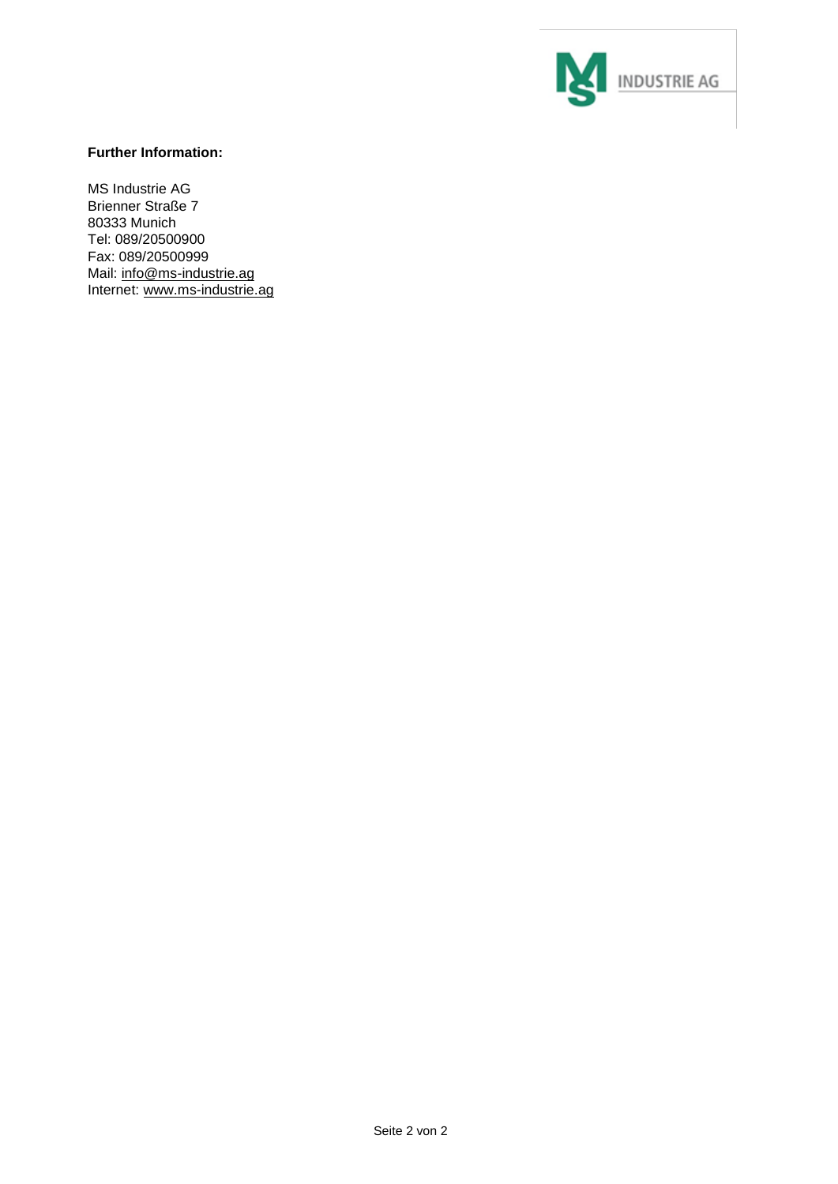**Further Information:**

MS Industrie AG  
Brienner Straße 7  
80333 Munich  
Tel: 089/20500900  
Fax: 089/20500999  
Mail: info@ms-industrie.ag  
Internet: www.ms-industrie.ag